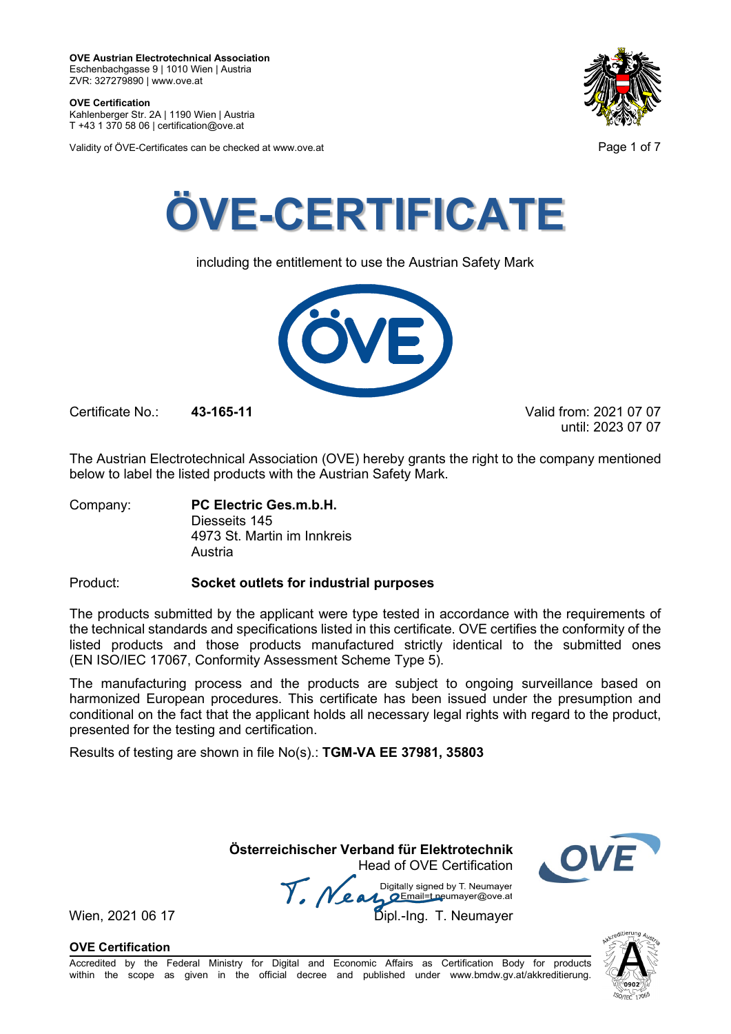**OVE Austrian Electrotechnical Association**
Eschenbachgasse 9 | 1010 Wien | Austria
ZVR: 327279890 | www.ove.at

**OVE Certification**
Kahlenberger Str. 2A | 1190 Wien | Austria
T +43 1 370 58 06 | certification@ove.at

Validity of ÖVE-Certificates can be checked at www.ove.at

# ÖVE-CERTIFICATE

including the entitlement to use the Austrian Safety Mark

Certificate No.: **43-165-11**

Valid from: 2021 07 07
until: 2023 07 07

The Austrian Electrotechnical Association (OVE) hereby grants the right to the company mentioned below to label the listed products with the Austrian Safety Mark.

Company: **PC Electric Ges.m.b.H.**
Diesseits 145
4973 St. Martin im Innkreis
Austria

Product: **Socket outlets for industrial purposes**

The products submitted by the applicant were type tested in accordance with the requirements of the technical standards and specifications listed in this certificate. OVE certifies the conformity of the listed products and those products manufactured strictly identical to the submitted ones (EN ISO/IEC 17067, Conformity Assessment Scheme Type 5).

The manufacturing process and the products are subject to ongoing surveillance based on harmonized European procedures. This certificate has been issued under the presumption and conditional on the fact that the applicant holds all necessary legal rights with regard to the product, presented for the testing and certification.

Results of testing are shown in file No(s).: **TGM-VA EE 37981, 35803**

**Österreichischer Verband für Elektrotechnik**
Head of OVE Certification

Digitally signed by T. Neumayer
Email=t.neumayer@ove.at

Wien, 2021 06 17

Dipl.-Ing. T. Neumayer

**OVE Certification**
Accredited by the Federal Ministry for Digital and Economic Affairs as Certification Body for products within the scope as given in the official decree and published under www.bmdw.gv.at/akkreditierung.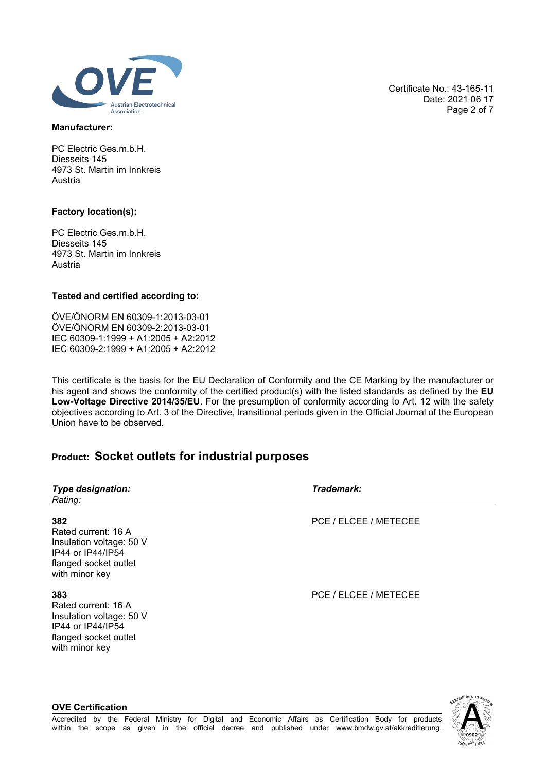Certificate No.: 43-165-11
Date: 2021 06 17

**Manufacturer:**

PC Electric Ges.m.b.H.
Diesseits 145
4973 St. Martin im Innkreis
Austria

**Factory location(s):**

PC Electric Ges.m.b.H.
Diesseits 145
4973 St. Martin im Innkreis
Austria

**Tested and certified according to:**

ÖVE/ÖNORM EN 60309-1:2013-03-01
ÖVE/ÖNORM EN 60309-2:2013-03-01
IEC 60309-1:1999 + A1:2005 + A2:2012
IEC 60309-2:1999 + A1:2005 + A2:2012

This certificate is the basis for the EU Declaration of Conformity and the CE Marking by the manufacturer or his agent and shows the conformity of the certified product(s) with the listed standards as defined by the **EU Low-Voltage Directive 2014/35/EU**. For the presumption of conformity according to Art. 12 with the safety objectives according to Art. 3 of the Directive, transitional periods given in the Official Journal of the European Union have to be observed.

## Product: Socket outlets for industrial purposes

| ***Type designation:***<br>*Rating:* | ***Trademark:*** |
|---|---|
| **382**<br>Rated current: 16 A<br>Insulation voltage: 50 V<br>IP44 or IP44/IP54<br>flanged socket outlet<br>with minor key | PCE / ELCEE / METECEE |
| **383**<br>Rated current: 16 A<br>Insulation voltage: 50 V<br>IP44 or IP44/IP54<br>flanged socket outlet<br>with minor key | PCE / ELCEE / METECEE |

**OVE Certification**

Accredited by the Federal Ministry for Digital and Economic Affairs as Certification Body for products within the scope as given in the official decree and published under www.bmdw.gv.at/akkreditierung.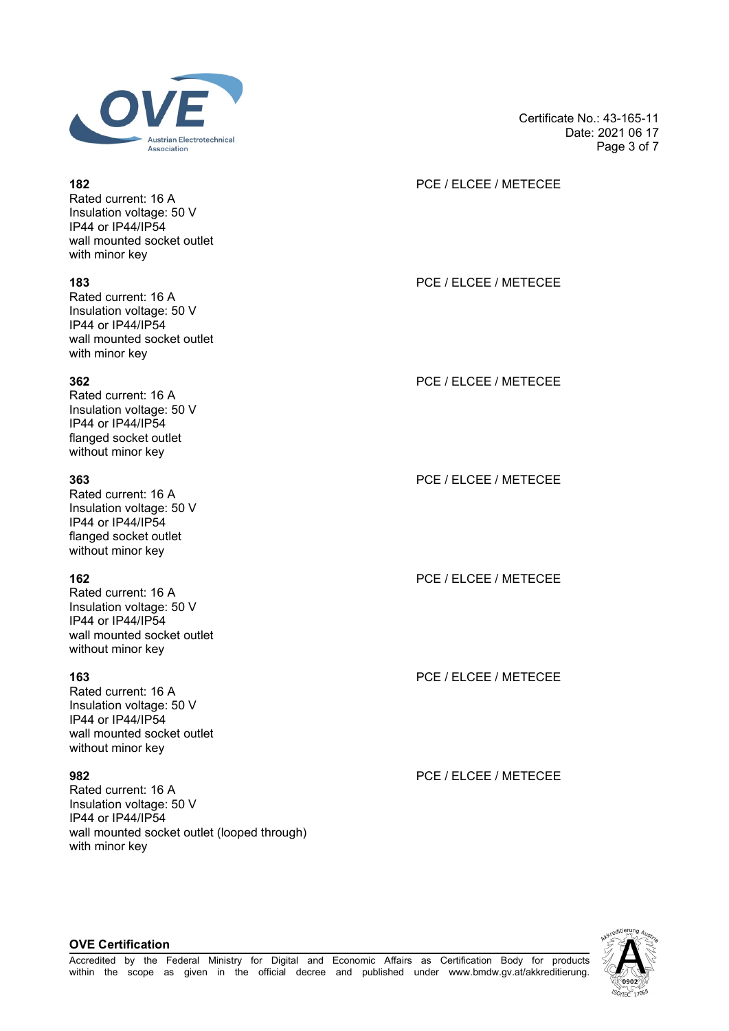**182** PCE / ELCEE / METECEE

Rated current: 16 A
Insulation voltage: 50 V
IP44 or IP44/IP54
wall mounted socket outlet
with minor key

**183** PCE / ELCEE / METECEE

Rated current: 16 A
Insulation voltage: 50 V
IP44 or IP44/IP54
wall mounted socket outlet
with minor key

**362** PCE / ELCEE / METECEE

Rated current: 16 A
Insulation voltage: 50 V
IP44 or IP44/IP54
flanged socket outlet
without minor key

**363** PCE / ELCEE / METECEE

Rated current: 16 A
Insulation voltage: 50 V
IP44 or IP44/IP54
flanged socket outlet
without minor key

**162** PCE / ELCEE / METECEE

Rated current: 16 A
Insulation voltage: 50 V
IP44 or IP44/IP54
wall mounted socket outlet
without minor key

**163** PCE / ELCEE / METECEE

Rated current: 16 A
Insulation voltage: 50 V
IP44 or IP44/IP54
wall mounted socket outlet
without minor key

**982** PCE / ELCEE / METECEE

Rated current: 16 A
Insulation voltage: 50 V
IP44 or IP44/IP54
wall mounted socket outlet (looped through)
with minor key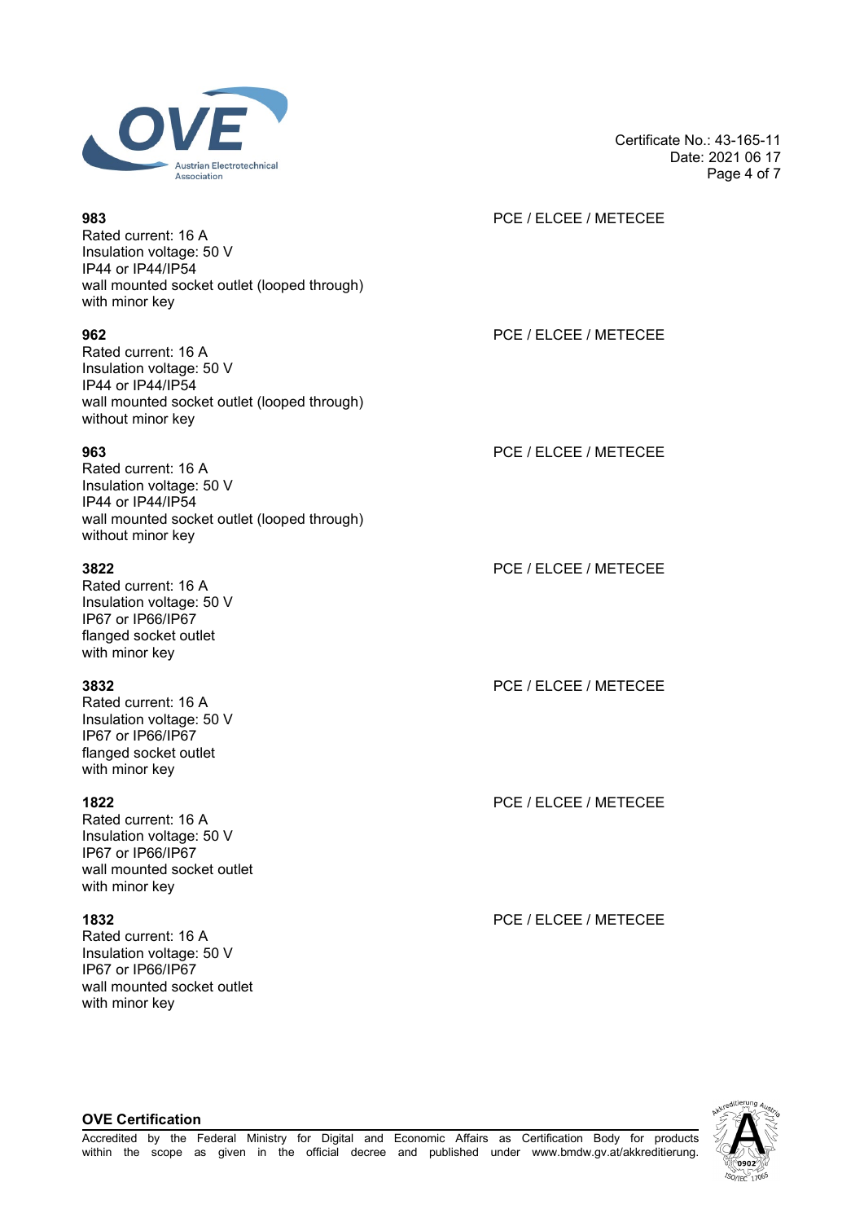**983**
Rated current: 16 A
Insulation voltage: 50 V
IP44 or IP44/IP54
wall mounted socket outlet (looped through)
with minor key

PCE / ELCEE / METECEE

**962**
Rated current: 16 A
Insulation voltage: 50 V
IP44 or IP44/IP54
wall mounted socket outlet (looped through)
without minor key

PCE / ELCEE / METECEE

**963**
Rated current: 16 A
Insulation voltage: 50 V
IP44 or IP44/IP54
wall mounted socket outlet (looped through)
without minor key

PCE / ELCEE / METECEE

**3822**
Rated current: 16 A
Insulation voltage: 50 V
IP67 or IP66/IP67
flanged socket outlet
with minor key

PCE / ELCEE / METECEE

**3832**
Rated current: 16 A
Insulation voltage: 50 V
IP67 or IP66/IP67
flanged socket outlet
with minor key

PCE / ELCEE / METECEE

**1822**
Rated current: 16 A
Insulation voltage: 50 V
IP67 or IP66/IP67
wall mounted socket outlet
with minor key

PCE / ELCEE / METECEE

**1832**
Rated current: 16 A
Insulation voltage: 50 V
IP67 or IP66/IP67
wall mounted socket outlet
with minor key

PCE / ELCEE / METECEE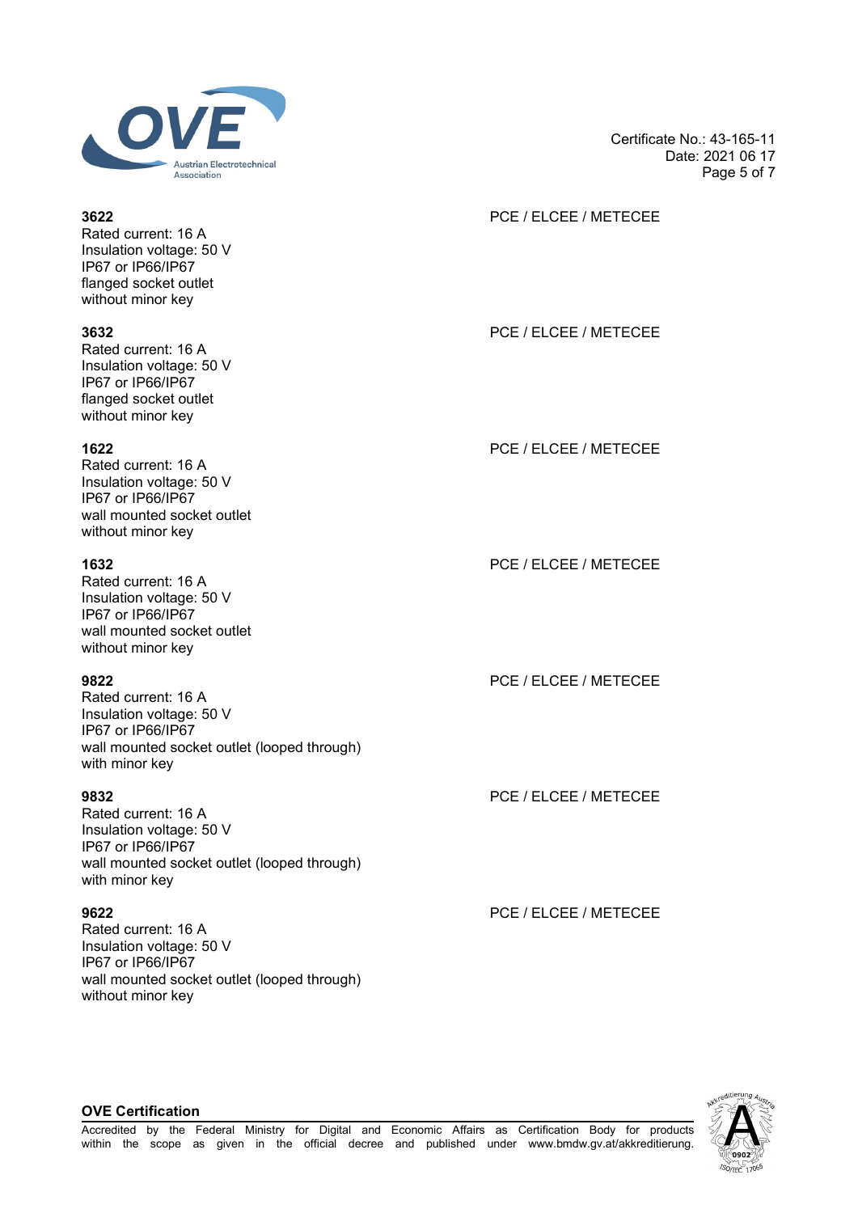**3622**
Rated current: 16 A
Insulation voltage: 50 V
IP67 or IP66/IP67
flanged socket outlet
without minor key

PCE / ELCEE / METECEE

**3632**
Rated current: 16 A
Insulation voltage: 50 V
IP67 or IP66/IP67
flanged socket outlet
without minor key

PCE / ELCEE / METECEE

**1622**
Rated current: 16 A
Insulation voltage: 50 V
IP67 or IP66/IP67
wall mounted socket outlet
without minor key

PCE / ELCEE / METECEE

**1632**
Rated current: 16 A
Insulation voltage: 50 V
IP67 or IP66/IP67
wall mounted socket outlet
without minor key

PCE / ELCEE / METECEE

**9822**
Rated current: 16 A
Insulation voltage: 50 V
IP67 or IP66/IP67
wall mounted socket outlet (looped through)
with minor key

PCE / ELCEE / METECEE

**9832**
Rated current: 16 A
Insulation voltage: 50 V
IP67 or IP66/IP67
wall mounted socket outlet (looped through)
with minor key

PCE / ELCEE / METECEE

**9622**
Rated current: 16 A
Insulation voltage: 50 V
IP67 or IP66/IP67
wall mounted socket outlet (looped through)
without minor key

PCE / ELCEE / METECEE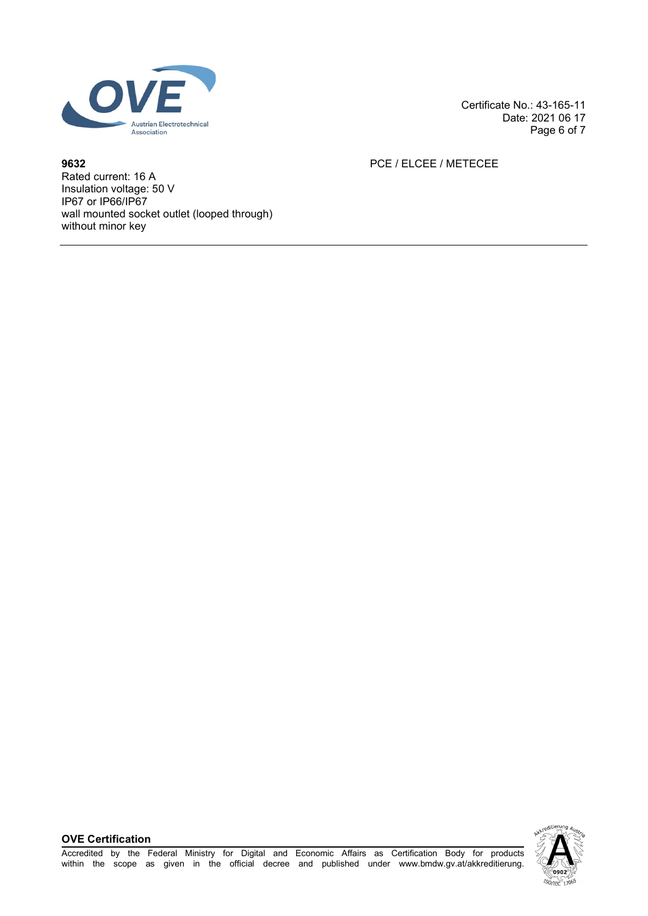**9632**
Rated current: 16 A
Insulation voltage: 50 V
IP67 or IP66/IP67
wall mounted socket outlet (looped through)
without minor key

PCE / ELCEE / METECEE

---

**OVE Certification**

Accredited by the Federal Ministry for Digital and Economic Affairs as Certification Body for products within the scope as given in the official decree and published under www.bmdw.gv.at/akkreditierung.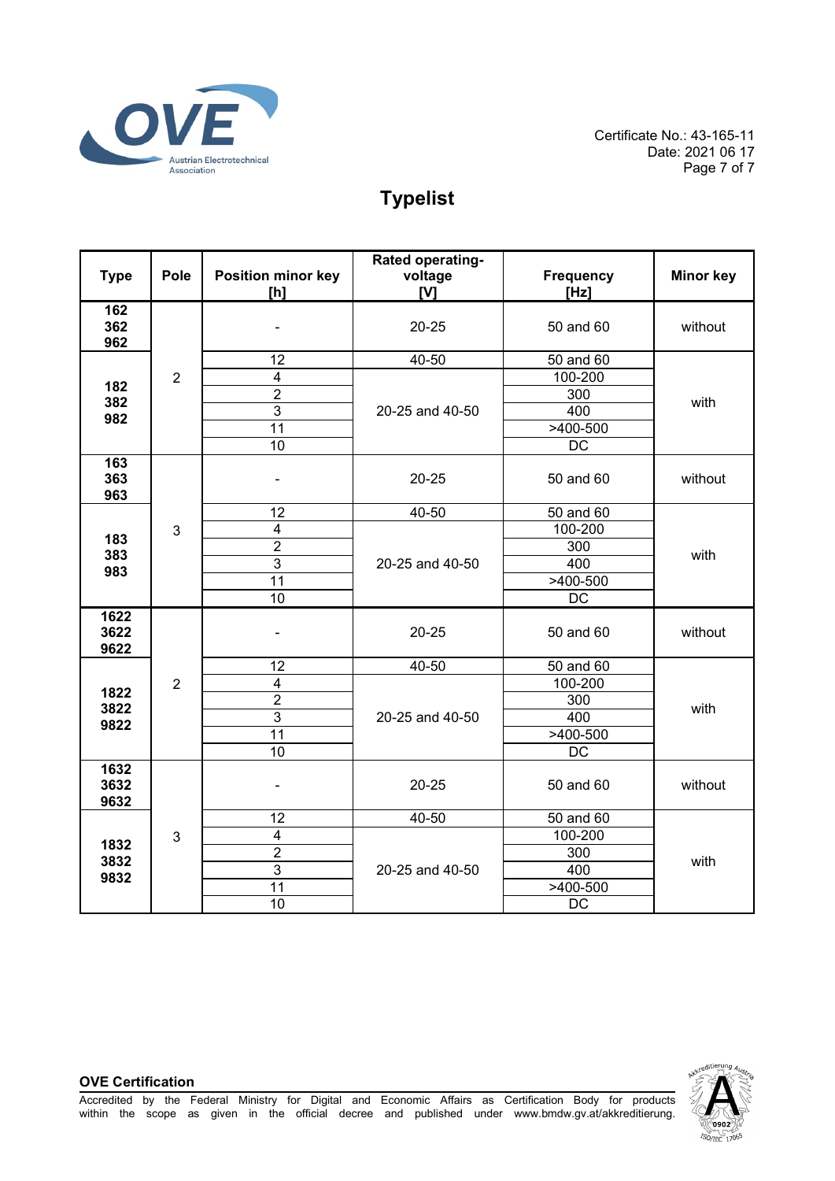Certificate No.: 43-165-11
Date: 2021 06 17

# Typelist

| Type | Pole | Position minor key [h] | Rated operating-voltage [V] | Frequency [Hz] | Minor key |
|---|---|---|---|---|---|
| 162 362 962 | 2 | - | 20-25 | 50 and 60 | without |
| 182 382 982 | | 12 | 40-50 | 50 and 60 | with |
| | | 4 | 20-25 and 40-50 | 100-200 | |
| | | 2 | | 300 | |
| | | 3 | | 400 | |
| | | 11 | | >400-500 | |
| | | 10 | | DC | |
| 163 363 963 | 3 | - | 20-25 | 50 and 60 | without |
| 183 383 983 | | 12 | 40-50 | 50 and 60 | with |
| | | 4 | 20-25 and 40-50 | 100-200 | |
| | | 2 | | 300 | |
| | | 3 | | 400 | |
| | | 11 | | >400-500 | |
| | | 10 | | DC | |
| 1622 3622 9622 | 2 | - | 20-25 | 50 and 60 | without |
| 1822 3822 9822 | | 12 | 40-50 | 50 and 60 | with |
| | | 4 | 20-25 and 40-50 | 100-200 | |
| | | 2 | | 300 | |
| | | 3 | | 400 | |
| | | 11 | | >400-500 | |
| | | 10 | | DC | |
| 1632 3632 9632 | 3 | - | 20-25 | 50 and 60 | without |
| 1832 3832 9832 | | 12 | 40-50 | 50 and 60 | with |
| | | 4 | 20-25 and 40-50 | 100-200 | |
| | | 2 | | 300 | |
| | | 3 | | 400 | |
| | | 11 | | >400-500 | |
| | | 10 | | DC | |

**OVE Certification**

Accredited by the Federal Ministry for Digital and Economic Affairs as Certification Body for products within the scope as given in the official decree and published under www.bmdw.gv.at/akkreditierung.